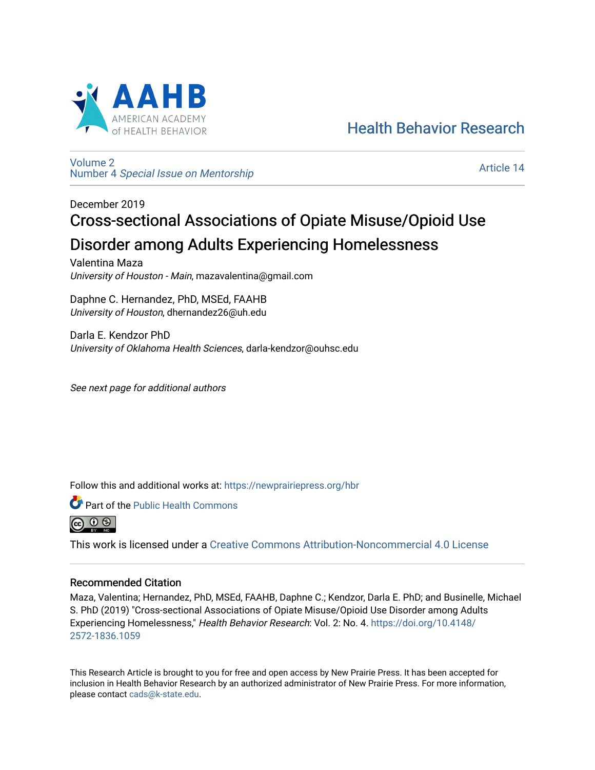AAHB
AMERICAN ACADEMY of HEALTH BEHAVIOR

Health Behavior Research

Volume 2
Number 4 *Special Issue on Mentorship*

Article 14

December 2019

# Cross-sectional Associations of Opiate Misuse/Opioid Use Disorder among Adults Experiencing Homelessness

Valentina Maza
*University of Houston - Main*, mazavalentina@gmail.com

Daphne C. Hernandez, PhD, MSEd, FAAHB
*University of Houston*, dhernandez26@uh.edu

Darla E. Kendzor PhD
*University of Oklahoma Health Sciences*, darla-kendzor@ouhsc.edu

*See next page for additional authors*

Follow this and additional works at: https://newprairiepress.org/hbr

Part of the Public Health Commons

This work is licensed under a Creative Commons Attribution-Noncommercial 4.0 License

## Recommended Citation

Maza, Valentina; Hernandez, PhD, MSEd, FAAHB, Daphne C.; Kendzor, Darla E. PhD; and Businelle, Michael S. PhD (2019) "Cross-sectional Associations of Opiate Misuse/Opioid Use Disorder among Adults Experiencing Homelessness," *Health Behavior Research*: Vol. 2: No. 4. https://doi.org/10.4148/2572-1836.1059

This Research Article is brought to you for free and open access by New Prairie Press. It has been accepted for inclusion in Health Behavior Research by an authorized administrator of New Prairie Press. For more information, please contact cads@k-state.edu.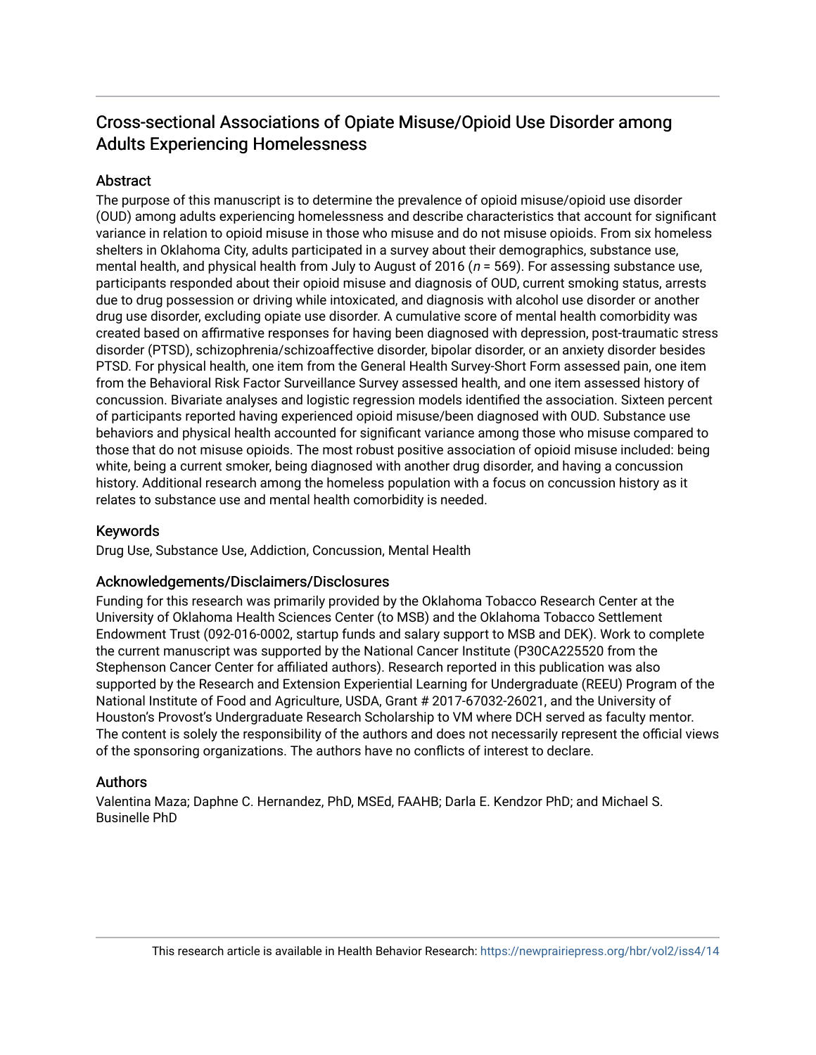# Cross-sectional Associations of Opiate Misuse/Opioid Use Disorder among Adults Experiencing Homelessness

## Abstract

The purpose of this manuscript is to determine the prevalence of opioid misuse/opioid use disorder (OUD) among adults experiencing homelessness and describe characteristics that account for significant variance in relation to opioid misuse in those who misuse and do not misuse opioids. From six homeless shelters in Oklahoma City, adults participated in a survey about their demographics, substance use, mental health, and physical health from July to August of 2016 ($n$ = 569). For assessing substance use, participants responded about their opioid misuse and diagnosis of OUD, current smoking status, arrests due to drug possession or driving while intoxicated, and diagnosis with alcohol use disorder or another drug use disorder, excluding opiate use disorder. A cumulative score of mental health comorbidity was created based on affirmative responses for having been diagnosed with depression, post-traumatic stress disorder (PTSD), schizophrenia/schizoaffective disorder, bipolar disorder, or an anxiety disorder besides PTSD. For physical health, one item from the General Health Survey-Short Form assessed pain, one item from the Behavioral Risk Factor Surveillance Survey assessed health, and one item assessed history of concussion. Bivariate analyses and logistic regression models identified the association. Sixteen percent of participants reported having experienced opioid misuse/been diagnosed with OUD. Substance use behaviors and physical health accounted for significant variance among those who misuse compared to those that do not misuse opioids. The most robust positive association of opioid misuse included: being white, being a current smoker, being diagnosed with another drug disorder, and having a concussion history. Additional research among the homeless population with a focus on concussion history as it relates to substance use and mental health comorbidity is needed.

## Keywords

Drug Use, Substance Use, Addiction, Concussion, Mental Health

## Acknowledgements/Disclaimers/Disclosures

Funding for this research was primarily provided by the Oklahoma Tobacco Research Center at the University of Oklahoma Health Sciences Center (to MSB) and the Oklahoma Tobacco Settlement Endowment Trust (092-016-0002, startup funds and salary support to MSB and DEK). Work to complete the current manuscript was supported by the National Cancer Institute (P30CA225520 from the Stephenson Cancer Center for affiliated authors). Research reported in this publication was also supported by the Research and Extension Experiential Learning for Undergraduate (REEU) Program of the National Institute of Food and Agriculture, USDA, Grant # 2017-67032-26021, and the University of Houston's Provost's Undergraduate Research Scholarship to VM where DCH served as faculty mentor. The content is solely the responsibility of the authors and does not necessarily represent the official views of the sponsoring organizations. The authors have no conflicts of interest to declare.

## Authors

Valentina Maza; Daphne C. Hernandez, PhD, MSEd, FAAHB; Darla E. Kendzor PhD; and Michael S. Businelle PhD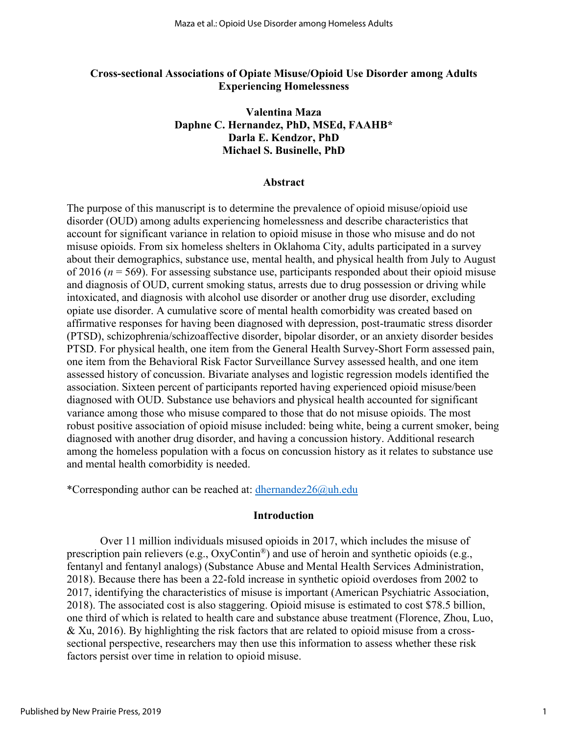# Cross-sectional Associations of Opiate Misuse/Opioid Use Disorder among Adults Experiencing Homelessness

**Valentina Maza**
**Daphne C. Hernandez, PhD, MSEd, FAAHB***
**Darla E. Kendzor, PhD**
**Michael S. Businelle, PhD**

## Abstract

The purpose of this manuscript is to determine the prevalence of opioid misuse/opioid use disorder (OUD) among adults experiencing homelessness and describe characteristics that account for significant variance in relation to opioid misuse in those who misuse and do not misuse opioids. From six homeless shelters in Oklahoma City, adults participated in a survey about their demographics, substance use, mental health, and physical health from July to August of 2016 (*n* = 569). For assessing substance use, participants responded about their opioid misuse and diagnosis of OUD, current smoking status, arrests due to drug possession or driving while intoxicated, and diagnosis with alcohol use disorder or another drug use disorder, excluding opiate use disorder. A cumulative score of mental health comorbidity was created based on affirmative responses for having been diagnosed with depression, post-traumatic stress disorder (PTSD), schizophrenia/schizoaffective disorder, bipolar disorder, or an anxiety disorder besides PTSD. For physical health, one item from the General Health Survey-Short Form assessed pain, one item from the Behavioral Risk Factor Surveillance Survey assessed health, and one item assessed history of concussion. Bivariate analyses and logistic regression models identified the association. Sixteen percent of participants reported having experienced opioid misuse/been diagnosed with OUD. Substance use behaviors and physical health accounted for significant variance among those who misuse compared to those that do not misuse opioids. The most robust positive association of opioid misuse included: being white, being a current smoker, being diagnosed with another drug disorder, and having a concussion history. Additional research among the homeless population with a focus on concussion history as it relates to substance use and mental health comorbidity is needed.

*Corresponding author can be reached at: dhernandez26@uh.edu

## Introduction

Over 11 million individuals misused opioids in 2017, which includes the misuse of prescription pain relievers (e.g., OxyContin®) and use of heroin and synthetic opioids (e.g., fentanyl and fentanyl analogs) (Substance Abuse and Mental Health Services Administration, 2018). Because there has been a 22-fold increase in synthetic opioid overdoses from 2002 to 2017, identifying the characteristics of misuse is important (American Psychiatric Association, 2018). The associated cost is also staggering. Opioid misuse is estimated to cost $78.5 billion, one third of which is related to health care and substance abuse treatment (Florence, Zhou, Luo, & Xu, 2016). By highlighting the risk factors that are related to opioid misuse from a cross-sectional perspective, researchers may then use this information to assess whether these risk factors persist over time in relation to opioid misuse.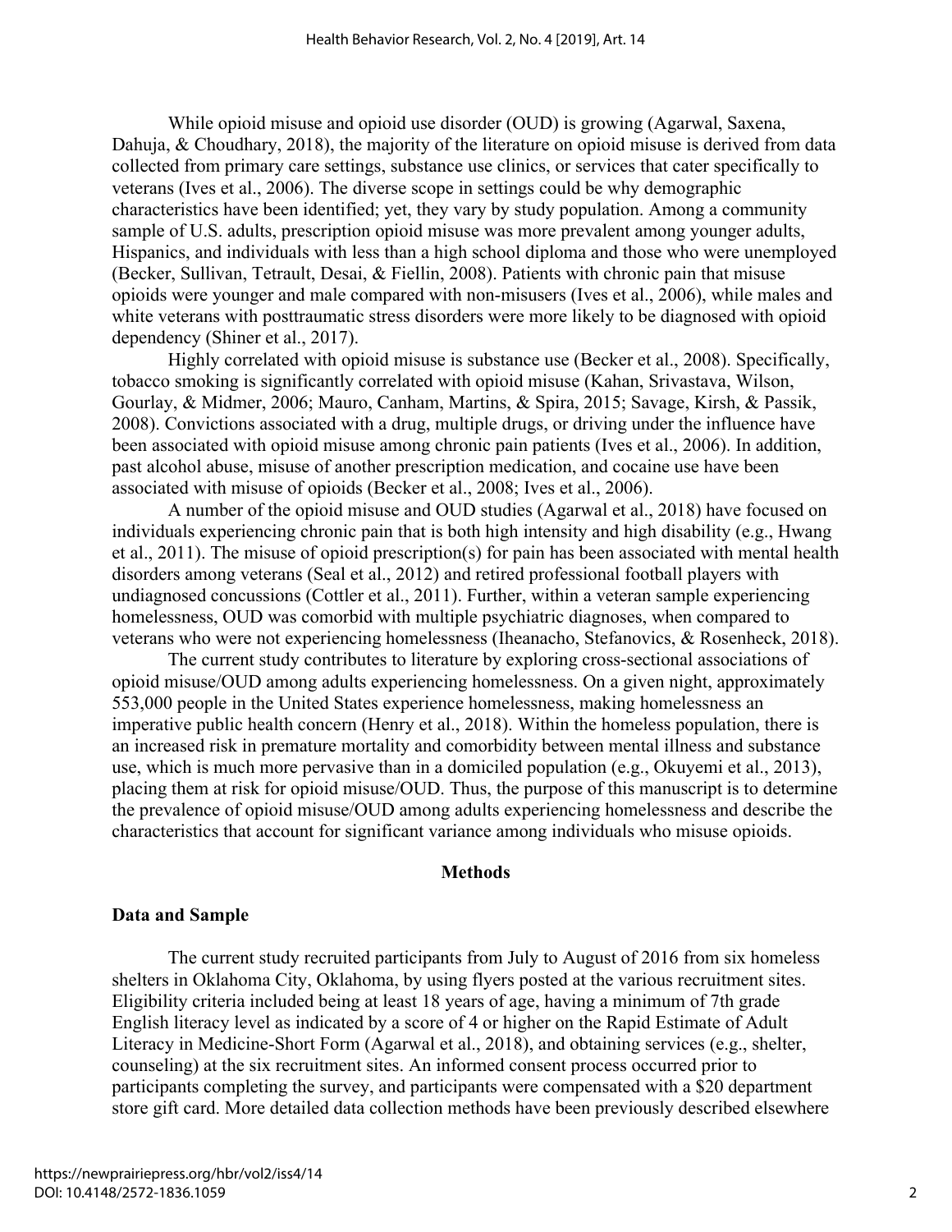While opioid misuse and opioid use disorder (OUD) is growing (Agarwal, Saxena, Dahuja, & Choudhary, 2018), the majority of the literature on opioid misuse is derived from data collected from primary care settings, substance use clinics, or services that cater specifically to veterans (Ives et al., 2006). The diverse scope in settings could be why demographic characteristics have been identified; yet, they vary by study population. Among a community sample of U.S. adults, prescription opioid misuse was more prevalent among younger adults, Hispanics, and individuals with less than a high school diploma and those who were unemployed (Becker, Sullivan, Tetrault, Desai, & Fiellin, 2008). Patients with chronic pain that misuse opioids were younger and male compared with non-misusers (Ives et al., 2006), while males and white veterans with posttraumatic stress disorders were more likely to be diagnosed with opioid dependency (Shiner et al., 2017).

Highly correlated with opioid misuse is substance use (Becker et al., 2008). Specifically, tobacco smoking is significantly correlated with opioid misuse (Kahan, Srivastava, Wilson, Gourlay, & Midmer, 2006; Mauro, Canham, Martins, & Spira, 2015; Savage, Kirsh, & Passik, 2008). Convictions associated with a drug, multiple drugs, or driving under the influence have been associated with opioid misuse among chronic pain patients (Ives et al., 2006). In addition, past alcohol abuse, misuse of another prescription medication, and cocaine use have been associated with misuse of opioids (Becker et al., 2008; Ives et al., 2006).

A number of the opioid misuse and OUD studies (Agarwal et al., 2018) have focused on individuals experiencing chronic pain that is both high intensity and high disability (e.g., Hwang et al., 2011). The misuse of opioid prescription(s) for pain has been associated with mental health disorders among veterans (Seal et al., 2012) and retired professional football players with undiagnosed concussions (Cottler et al., 2011). Further, within a veteran sample experiencing homelessness, OUD was comorbid with multiple psychiatric diagnoses, when compared to veterans who were not experiencing homelessness (Iheanacho, Stefanovics, & Rosenheck, 2018).

The current study contributes to literature by exploring cross-sectional associations of opioid misuse/OUD among adults experiencing homelessness. On a given night, approximately 553,000 people in the United States experience homelessness, making homelessness an imperative public health concern (Henry et al., 2018). Within the homeless population, there is an increased risk in premature mortality and comorbidity between mental illness and substance use, which is much more pervasive than in a domiciled population (e.g., Okuyemi et al., 2013), placing them at risk for opioid misuse/OUD. Thus, the purpose of this manuscript is to determine the prevalence of opioid misuse/OUD among adults experiencing homelessness and describe the characteristics that account for significant variance among individuals who misuse opioids.

## Methods

### Data and Sample

The current study recruited participants from July to August of 2016 from six homeless shelters in Oklahoma City, Oklahoma, by using flyers posted at the various recruitment sites. Eligibility criteria included being at least 18 years of age, having a minimum of 7th grade English literacy level as indicated by a score of 4 or higher on the Rapid Estimate of Adult Literacy in Medicine-Short Form (Agarwal et al., 2018), and obtaining services (e.g., shelter, counseling) at the six recruitment sites. An informed consent process occurred prior to participants completing the survey, and participants were compensated with a $20 department store gift card. More detailed data collection methods have been previously described elsewhere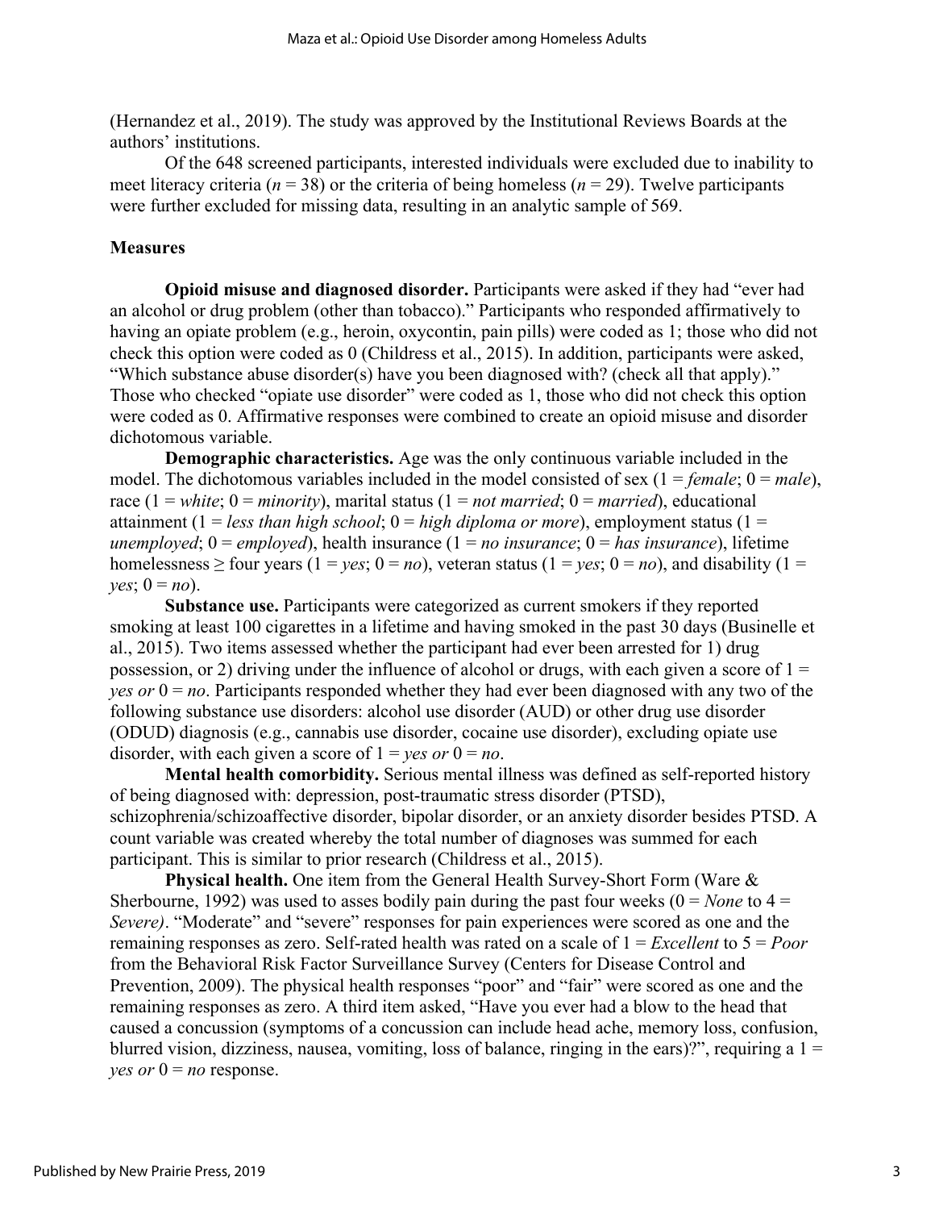(Hernandez et al., 2019). The study was approved by the Institutional Reviews Boards at the authors' institutions.

Of the 648 screened participants, interested individuals were excluded due to inability to meet literacy criteria ($n = 38$) or the criteria of being homeless ($n = 29$). Twelve participants were further excluded for missing data, resulting in an analytic sample of 569.

### Measures

**Opioid misuse and diagnosed disorder.** Participants were asked if they had "ever had an alcohol or drug problem (other than tobacco)." Participants who responded affirmatively to having an opiate problem (e.g., heroin, oxycontin, pain pills) were coded as 1; those who did not check this option were coded as 0 (Childress et al., 2015). In addition, participants were asked, "Which substance abuse disorder(s) have you been diagnosed with? (check all that apply)." Those who checked "opiate use disorder" were coded as 1, those who did not check this option were coded as 0. Affirmative responses were combined to create an opioid misuse and disorder dichotomous variable.

**Demographic characteristics.** Age was the only continuous variable included in the model. The dichotomous variables included in the model consisted of sex (1 = *female*; 0 = *male*), race (1 = *white*; 0 = *minority*), marital status (1 = *not married*; 0 = *married*), educational attainment (1 = *less than high school*; 0 = *high diploma or more*), employment status (1 = *unemployed*; 0 = *employed*), health insurance (1 = *no insurance*; 0 = *has insurance*), lifetime homelessness ≥ four years (1 = *yes*; 0 = *no*), veteran status (1 = *yes*; 0 = *no*), and disability (1 = *yes*; 0 = *no*).

**Substance use.** Participants were categorized as current smokers if they reported smoking at least 100 cigarettes in a lifetime and having smoked in the past 30 days (Businelle et al., 2015). Two items assessed whether the participant had ever been arrested for 1) drug possession, or 2) driving under the influence of alcohol or drugs, with each given a score of 1 = *yes or* 0 = *no*. Participants responded whether they had ever been diagnosed with any two of the following substance use disorders: alcohol use disorder (AUD) or other drug use disorder (ODUD) diagnosis (e.g., cannabis use disorder, cocaine use disorder), excluding opiate use disorder, with each given a score of 1 = *yes or* 0 = *no*.

**Mental health comorbidity.** Serious mental illness was defined as self-reported history of being diagnosed with: depression, post-traumatic stress disorder (PTSD), schizophrenia/schizoaffective disorder, bipolar disorder, or an anxiety disorder besides PTSD. A count variable was created whereby the total number of diagnoses was summed for each participant. This is similar to prior research (Childress et al., 2015).

**Physical health.** One item from the General Health Survey-Short Form (Ware & Sherbourne, 1992) was used to asses bodily pain during the past four weeks (0 = *None* to 4 = *Severe)*. "Moderate" and "severe" responses for pain experiences were scored as one and the remaining responses as zero. Self-rated health was rated on a scale of 1 = *Excellent* to 5 = *Poor* from the Behavioral Risk Factor Surveillance Survey (Centers for Disease Control and Prevention, 2009). The physical health responses "poor" and "fair" were scored as one and the remaining responses as zero. A third item asked, "Have you ever had a blow to the head that caused a concussion (symptoms of a concussion can include head ache, memory loss, confusion, blurred vision, dizziness, nausea, vomiting, loss of balance, ringing in the ears)?", requiring a 1 = *yes or* 0 = *no* response.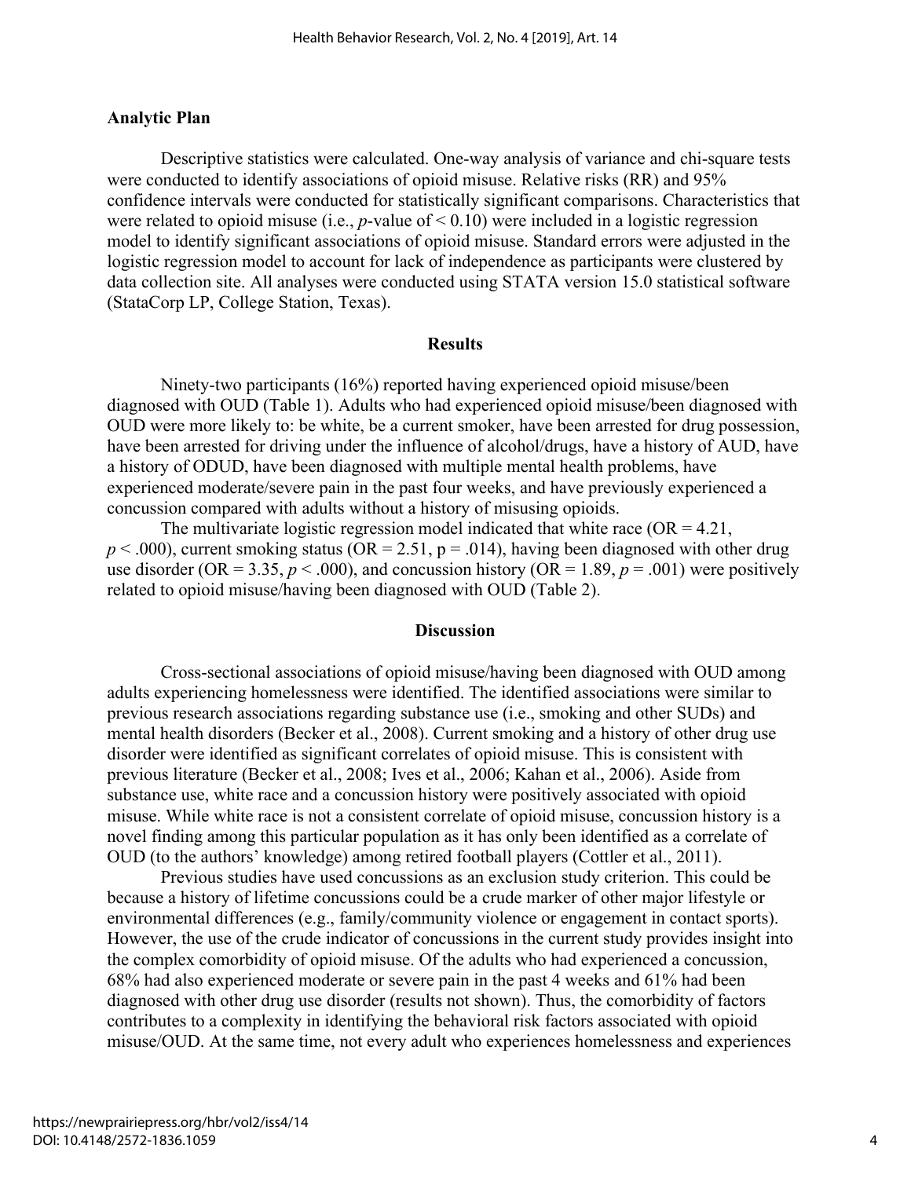### Analytic Plan

Descriptive statistics were calculated. One-way analysis of variance and chi-square tests were conducted to identify associations of opioid misuse. Relative risks (RR) and 95% confidence intervals were conducted for statistically significant comparisons. Characteristics that were related to opioid misuse (i.e., *p*-value of < 0.10) were included in a logistic regression model to identify significant associations of opioid misuse. Standard errors were adjusted in the logistic regression model to account for lack of independence as participants were clustered by data collection site. All analyses were conducted using STATA version 15.0 statistical software (StataCorp LP, College Station, Texas).

## Results

Ninety-two participants (16%) reported having experienced opioid misuse/been diagnosed with OUD (Table 1). Adults who had experienced opioid misuse/been diagnosed with OUD were more likely to: be white, be a current smoker, have been arrested for drug possession, have been arrested for driving under the influence of alcohol/drugs, have a history of AUD, have a history of ODUD, have been diagnosed with multiple mental health problems, have experienced moderate/severe pain in the past four weeks, and have previously experienced a concussion compared with adults without a history of misusing opioids.

The multivariate logistic regression model indicated that white race (OR = 4.21, $p < .000$), current smoking status (OR = 2.51, p = .014), having been diagnosed with other drug use disorder (OR = 3.35, $p < .000$), and concussion history (OR = 1.89, $p = .001$) were positively related to opioid misuse/having been diagnosed with OUD (Table 2).

## Discussion

Cross-sectional associations of opioid misuse/having been diagnosed with OUD among adults experiencing homelessness were identified. The identified associations were similar to previous research associations regarding substance use (i.e., smoking and other SUDs) and mental health disorders (Becker et al., 2008). Current smoking and a history of other drug use disorder were identified as significant correlates of opioid misuse. This is consistent with previous literature (Becker et al., 2008; Ives et al., 2006; Kahan et al., 2006). Aside from substance use, white race and a concussion history were positively associated with opioid misuse. While white race is not a consistent correlate of opioid misuse, concussion history is a novel finding among this particular population as it has only been identified as a correlate of OUD (to the authors' knowledge) among retired football players (Cottler et al., 2011).

Previous studies have used concussions as an exclusion study criterion. This could be because a history of lifetime concussions could be a crude marker of other major lifestyle or environmental differences (e.g., family/community violence or engagement in contact sports). However, the use of the crude indicator of concussions in the current study provides insight into the complex comorbidity of opioid misuse. Of the adults who had experienced a concussion, 68% had also experienced moderate or severe pain in the past 4 weeks and 61% had been diagnosed with other drug use disorder (results not shown). Thus, the comorbidity of factors contributes to a complexity in identifying the behavioral risk factors associated with opioid misuse/OUD. At the same time, not every adult who experiences homelessness and experiences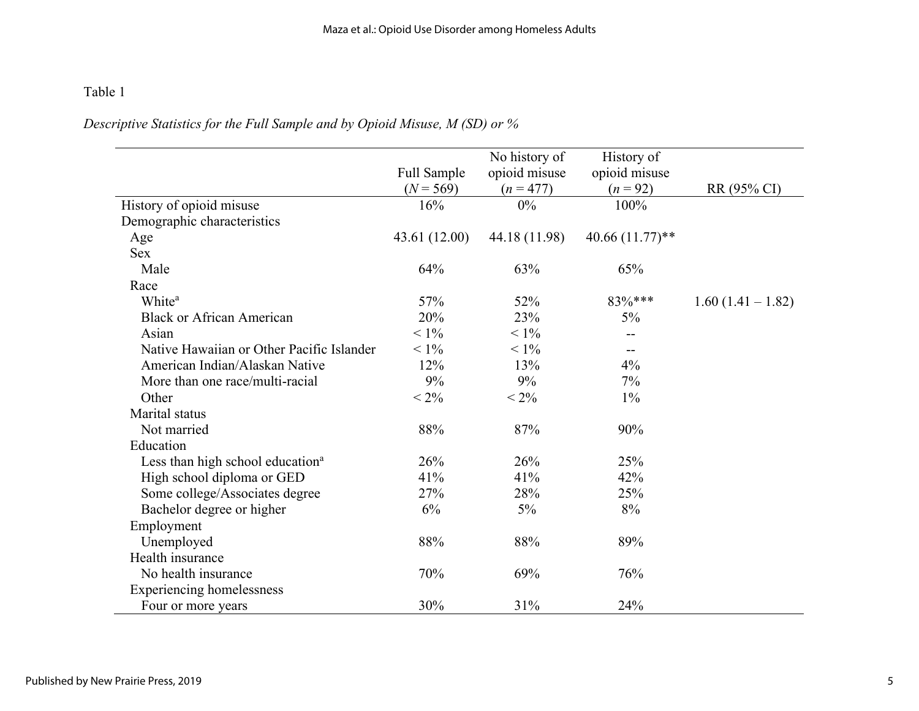Table 1

*Descriptive Statistics for the Full Sample and by Opioid Misuse, M (SD) or %*

| | Full Sample ($N$ = 569) | No history of opioid misuse ($n$ = 477) | History of opioid misuse ($n$ = 92) | RR (95% CI) |
|---|---|---|---|---|
| History of opioid misuse | 16% | 0% | 100% | |
| Demographic characteristics | | | | |
| Age | 43.61 (12.00) | 44.18 (11.98) | 40.66 (11.77)** | |
| Sex | | | | |
| Male | 64% | 63% | 65% | |
| Race | | | | |
| White[a] | 57% | 52% | 83%*** | 1.60 (1.41 – 1.82) |
| Black or African American | 20% | 23% | 5% | |
| Asian | < 1% | < 1% | -- | |
| Native Hawaiian or Other Pacific Islander | < 1% | < 1% | -- | |
| American Indian/Alaskan Native | 12% | 13% | 4% | |
| More than one race/multi-racial | 9% | 9% | 7% | |
| Other | < 2% | < 2% | 1% | |
| Marital status | | | | |
| Not married | 88% | 87% | 90% | |
| Education | | | | |
| Less than high school education[a] | 26% | 26% | 25% | |
| High school diploma or GED | 41% | 41% | 42% | |
| Some college/Associates degree | 27% | 28% | 25% | |
| Bachelor degree or higher | 6% | 5% | 8% | |
| Employment | | | | |
| Unemployed | 88% | 88% | 89% | |
| Health insurance | | | | |
| No health insurance | 70% | 69% | 76% | |
| Experiencing homelessness | | | | |
| Four or more years | 30% | 31% | 24% | |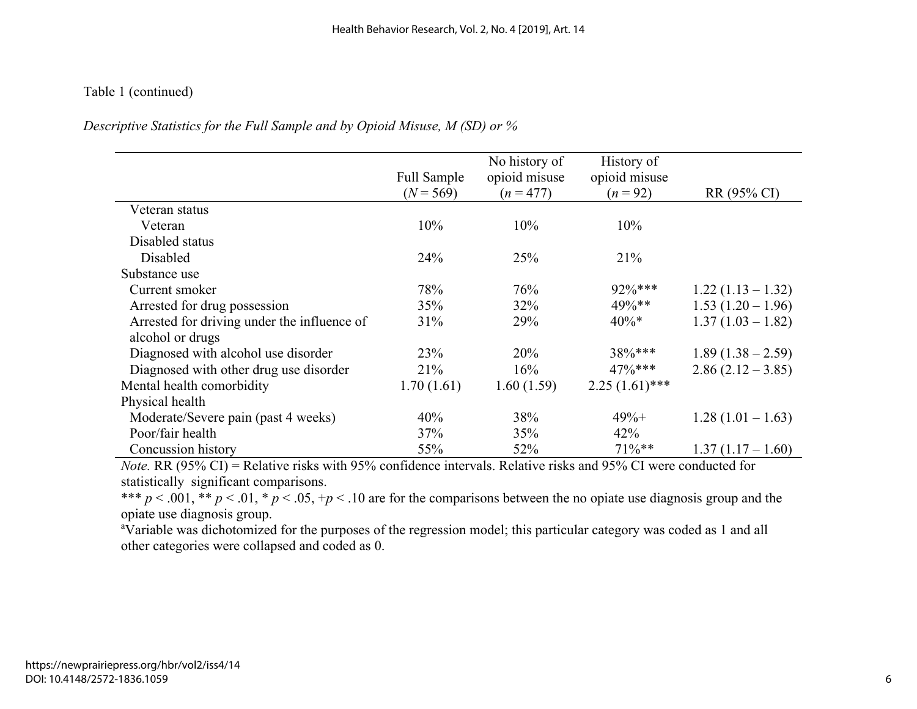Table 1 (continued)

*Descriptive Statistics for the Full Sample and by Opioid Misuse, M (SD) or %*

| | Full Sample ($N$ = 569) | No history of opioid misuse ($n$ = 477) | History of opioid misuse ($n$ = 92) | RR (95% CI) |
|---|---|---|---|---|
| Veteran status | | | | |
| Veteran | 10% | 10% | 10% | |
| Disabled status | | | | |
| Disabled | 24% | 25% | 21% | |
| Substance use | | | | |
| Current smoker | 78% | 76% | 92%*** | 1.22 (1.13 – 1.32) |
| Arrested for drug possession | 35% | 32% | 49%** | 1.53 (1.20 – 1.96) |
| Arrested for driving under the influence of alcohol or drugs | 31% | 29% | 40%* | 1.37 (1.03 – 1.82) |
| Diagnosed with alcohol use disorder | 23% | 20% | 38%*** | 1.89 (1.38 – 2.59) |
| Diagnosed with other drug use disorder | 21% | 16% | 47%*** | 2.86 (2.12 – 3.85) |
| Mental health comorbidity | 1.70 (1.61) | 1.60 (1.59) | 2.25 (1.61)*** | |
| Physical health | | | | |
| Moderate/Severe pain (past 4 weeks) | 40% | 38% | 49%+ | 1.28 (1.01 – 1.63) |
| Poor/fair health | 37% | 35% | 42% | |
| Concussion history | 55% | 52% | 71%** | 1.37 (1.17 – 1.60) |

*Note.* RR (95% CI) = Relative risks with 95% confidence intervals. Relative risks and 95% CI were conducted for statistically significant comparisons.

*** $p < .001$, ** $p < .01$, * $p < .05$, +$p < .10$ are for the comparisons between the no opiate use diagnosis group and the opiate use diagnosis group.

[a]Variable was dichotomized for the purposes of the regression model; this particular category was coded as 1 and all other categories were collapsed and coded as 0.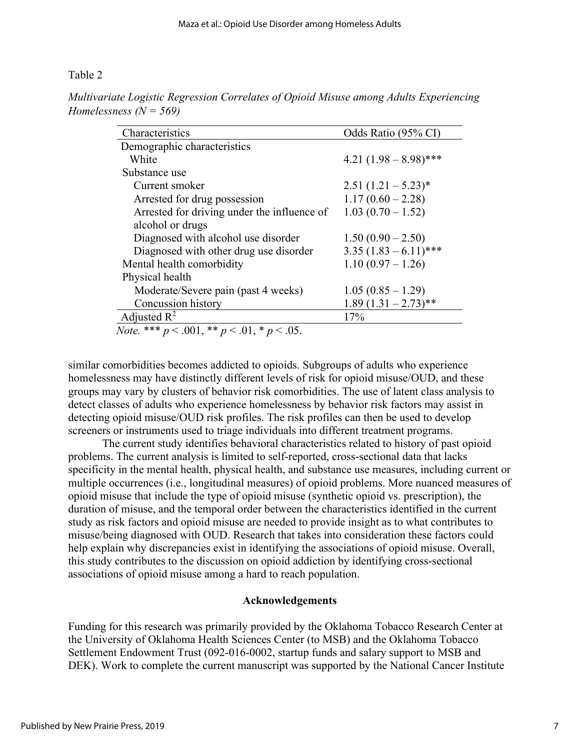Table 2

*Multivariate Logistic Regression Correlates of Opioid Misuse among Adults Experiencing Homelessness (N = 569)*

| Characteristics | Odds Ratio (95% CI) |
|---|---|
| Demographic characteristics | |
| White | 4.21 (1.98 – 8.98)*** |
| Substance use | |
| Current smoker | 2.51 (1.21 – 5.23)* |
| Arrested for drug possession | 1.17 (0.60 – 2.28) |
| Arrested for driving under the influence of alcohol or drugs | 1.03 (0.70 – 1.52) |
| Diagnosed with alcohol use disorder | 1.50 (0.90 – 2.50) |
| Diagnosed with other drug use disorder | 3.35 (1.83 – 6.11)*** |
| Mental health comorbidity | 1.10 (0.97 – 1.26) |
| Physical health | |
| Moderate/Severe pain (past 4 weeks) | 1.05 (0.85 – 1.29) |
| Concussion history | 1.89 (1.31 – 2.73)** |
| Adjusted $R^2$ | 17% |

*Note.* *** $p < .001$, ** $p < .01$, * $p < .05$.

similar comorbidities becomes addicted to opioids. Subgroups of adults who experience homelessness may have distinctly different levels of risk for opioid misuse/OUD, and these groups may vary by clusters of behavior risk comorbidities. The use of latent class analysis to detect classes of adults who experience homelessness by behavior risk factors may assist in detecting opioid misuse/OUD risk profiles. The risk profiles can then be used to develop screeners or instruments used to triage individuals into different treatment programs.

The current study identifies behavioral characteristics related to history of past opioid problems. The current analysis is limited to self-reported, cross-sectional data that lacks specificity in the mental health, physical health, and substance use measures, including current or multiple occurrences (i.e., longitudinal measures) of opioid problems. More nuanced measures of opioid misuse that include the type of opioid misuse (synthetic opioid vs. prescription), the duration of misuse, and the temporal order between the characteristics identified in the current study as risk factors and opioid misuse are needed to provide insight as to what contributes to misuse/being diagnosed with OUD. Research that takes into consideration these factors could help explain why discrepancies exist in identifying the associations of opioid misuse. Overall, this study contributes to the discussion on opioid addiction by identifying cross-sectional associations of opioid misuse among a hard to reach population.

## Acknowledgements

Funding for this research was primarily provided by the Oklahoma Tobacco Research Center at the University of Oklahoma Health Sciences Center (to MSB) and the Oklahoma Tobacco Settlement Endowment Trust (092-016-0002, startup funds and salary support to MSB and DEK). Work to complete the current manuscript was supported by the National Cancer Institute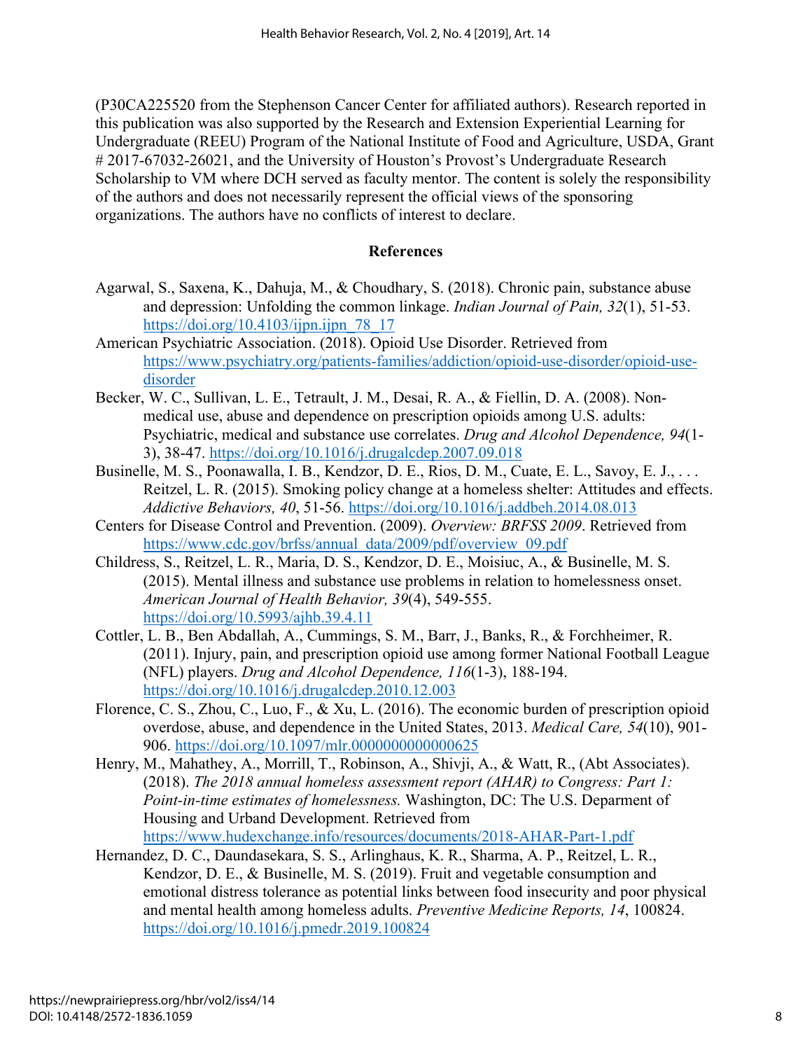(P30CA225520 from the Stephenson Cancer Center for affiliated authors). Research reported in this publication was also supported by the Research and Extension Experiential Learning for Undergraduate (REEU) Program of the National Institute of Food and Agriculture, USDA, Grant # 2017-67032-26021, and the University of Houston's Provost's Undergraduate Research Scholarship to VM where DCH served as faculty mentor. The content is solely the responsibility of the authors and does not necessarily represent the official views of the sponsoring organizations. The authors have no conflicts of interest to declare.

## References

Agarwal, S., Saxena, K., Dahuja, M., & Choudhary, S. (2018). Chronic pain, substance abuse and depression: Unfolding the common linkage. *Indian Journal of Pain, 32*(1), 51-53. https://doi.org/10.4103/ijpn.ijpn_78_17

American Psychiatric Association. (2018). Opioid Use Disorder. Retrieved from https://www.psychiatry.org/patients-families/addiction/opioid-use-disorder/opioid-use-disorder

Becker, W. C., Sullivan, L. E., Tetrault, J. M., Desai, R. A., & Fiellin, D. A. (2008). Non-medical use, abuse and dependence on prescription opioids among U.S. adults: Psychiatric, medical and substance use correlates. *Drug and Alcohol Dependence, 94*(1-3), 38-47. https://doi.org/10.1016/j.drugalcdep.2007.09.018

Businelle, M. S., Poonawalla, I. B., Kendzor, D. E., Rios, D. M., Cuate, E. L., Savoy, E. J., . . . Reitzel, L. R. (2015). Smoking policy change at a homeless shelter: Attitudes and effects. *Addictive Behaviors, 40*, 51-56. https://doi.org/10.1016/j.addbeh.2014.08.013

Centers for Disease Control and Prevention. (2009). *Overview: BRFSS 2009*. Retrieved from https://www.cdc.gov/brfss/annual_data/2009/pdf/overview_09.pdf

Childress, S., Reitzel, L. R., Maria, D. S., Kendzor, D. E., Moisiuc, A., & Businelle, M. S. (2015). Mental illness and substance use problems in relation to homelessness onset. *American Journal of Health Behavior, 39*(4), 549-555. https://doi.org/10.5993/ajhb.39.4.11

Cottler, L. B., Ben Abdallah, A., Cummings, S. M., Barr, J., Banks, R., & Forchheimer, R. (2011). Injury, pain, and prescription opioid use among former National Football League (NFL) players. *Drug and Alcohol Dependence, 116*(1-3), 188-194. https://doi.org/10.1016/j.drugalcdep.2010.12.003

Florence, C. S., Zhou, C., Luo, F., & Xu, L. (2016). The economic burden of prescription opioid overdose, abuse, and dependence in the United States, 2013. *Medical Care, 54*(10), 901-906. https://doi.org/10.1097/mlr.0000000000000625

Henry, M., Mahathey, A., Morrill, T., Robinson, A., Shivji, A., & Watt, R., (Abt Associates). (2018). *The 2018 annual homeless assessment report (AHAR) to Congress: Part 1: Point-in-time estimates of homelessness.* Washington, DC: The U.S. Deparment of Housing and Urband Development. Retrieved from https://www.hudexchange.info/resources/documents/2018-AHAR-Part-1.pdf

Hernandez, D. C., Daundasekara, S. S., Arlinghaus, K. R., Sharma, A. P., Reitzel, L. R., Kendzor, D. E., & Businelle, M. S. (2019). Fruit and vegetable consumption and emotional distress tolerance as potential links between food insecurity and poor physical and mental health among homeless adults. *Preventive Medicine Reports, 14*, 100824. https://doi.org/10.1016/j.pmedr.2019.100824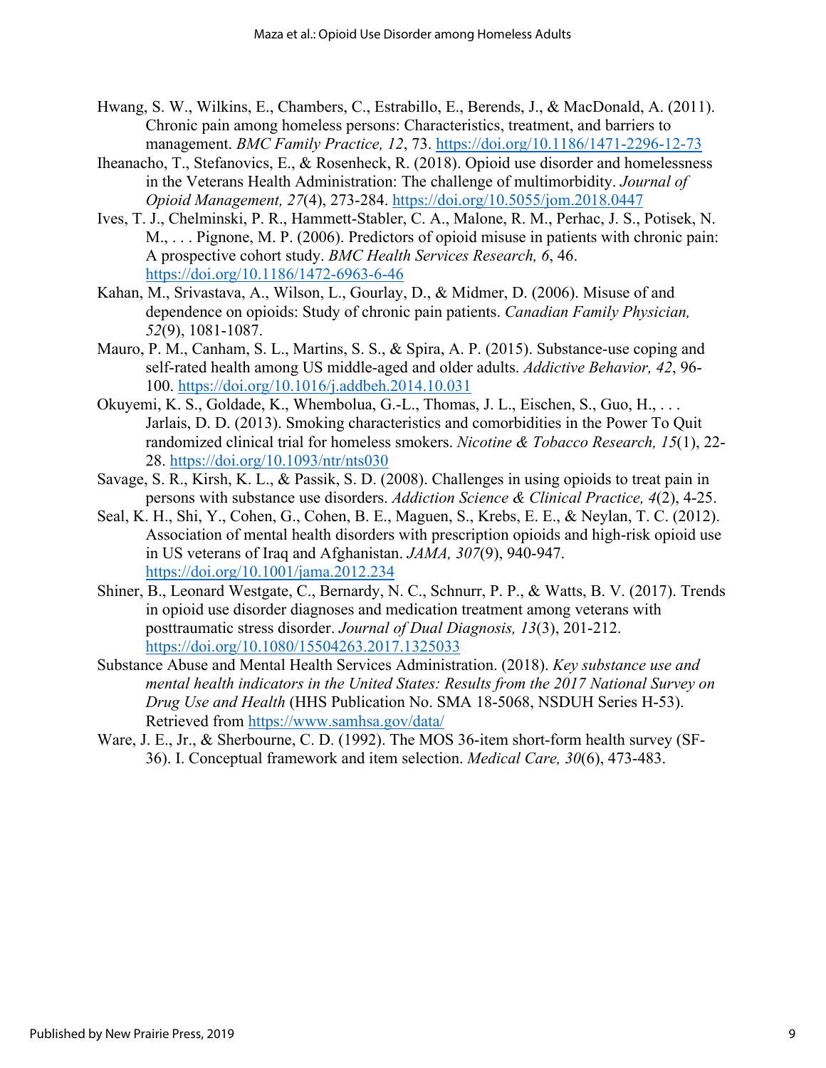Hwang, S. W., Wilkins, E., Chambers, C., Estrabillo, E., Berends, J., & MacDonald, A. (2011). Chronic pain among homeless persons: Characteristics, treatment, and barriers to management. *BMC Family Practice, 12*, 73. https://doi.org/10.1186/1471-2296-12-73

Iheanacho, T., Stefanovics, E., & Rosenheck, R. (2018). Opioid use disorder and homelessness in the Veterans Health Administration: The challenge of multimorbidity. *Journal of Opioid Management, 27*(4), 273-284. https://doi.org/10.5055/jom.2018.0447

Ives, T. J., Chelminski, P. R., Hammett-Stabler, C. A., Malone, R. M., Perhac, J. S., Potisek, N. M., . . . Pignone, M. P. (2006). Predictors of opioid misuse in patients with chronic pain: A prospective cohort study. *BMC Health Services Research, 6*, 46. https://doi.org/10.1186/1472-6963-6-46

Kahan, M., Srivastava, A., Wilson, L., Gourlay, D., & Midmer, D. (2006). Misuse of and dependence on opioids: Study of chronic pain patients. *Canadian Family Physician, 52*(9), 1081-1087.

Mauro, P. M., Canham, S. L., Martins, S. S., & Spira, A. P. (2015). Substance-use coping and self-rated health among US middle-aged and older adults. *Addictive Behavior, 42*, 96-100. https://doi.org/10.1016/j.addbeh.2014.10.031

Okuyemi, K. S., Goldade, K., Whembolua, G.-L., Thomas, J. L., Eischen, S., Guo, H., . . . Jarlais, D. D. (2013). Smoking characteristics and comorbidities in the Power To Quit randomized clinical trial for homeless smokers. *Nicotine & Tobacco Research, 15*(1), 22-28. https://doi.org/10.1093/ntr/nts030

Savage, S. R., Kirsh, K. L., & Passik, S. D. (2008). Challenges in using opioids to treat pain in persons with substance use disorders. *Addiction Science & Clinical Practice, 4*(2), 4-25.

Seal, K. H., Shi, Y., Cohen, G., Cohen, B. E., Maguen, S., Krebs, E. E., & Neylan, T. C. (2012). Association of mental health disorders with prescription opioids and high-risk opioid use in US veterans of Iraq and Afghanistan. *JAMA, 307*(9), 940-947. https://doi.org/10.1001/jama.2012.234

Shiner, B., Leonard Westgate, C., Bernardy, N. C., Schnurr, P. P., & Watts, B. V. (2017). Trends in opioid use disorder diagnoses and medication treatment among veterans with posttraumatic stress disorder. *Journal of Dual Diagnosis, 13*(3), 201-212. https://doi.org/10.1080/15504263.2017.1325033

Substance Abuse and Mental Health Services Administration. (2018). *Key substance use and mental health indicators in the United States: Results from the 2017 National Survey on Drug Use and Health* (HHS Publication No. SMA 18-5068, NSDUH Series H-53). Retrieved from https://www.samhsa.gov/data/

Ware, J. E., Jr., & Sherbourne, C. D. (1992). The MOS 36-item short-form health survey (SF-36). I. Conceptual framework and item selection. *Medical Care, 30*(6), 473-483.